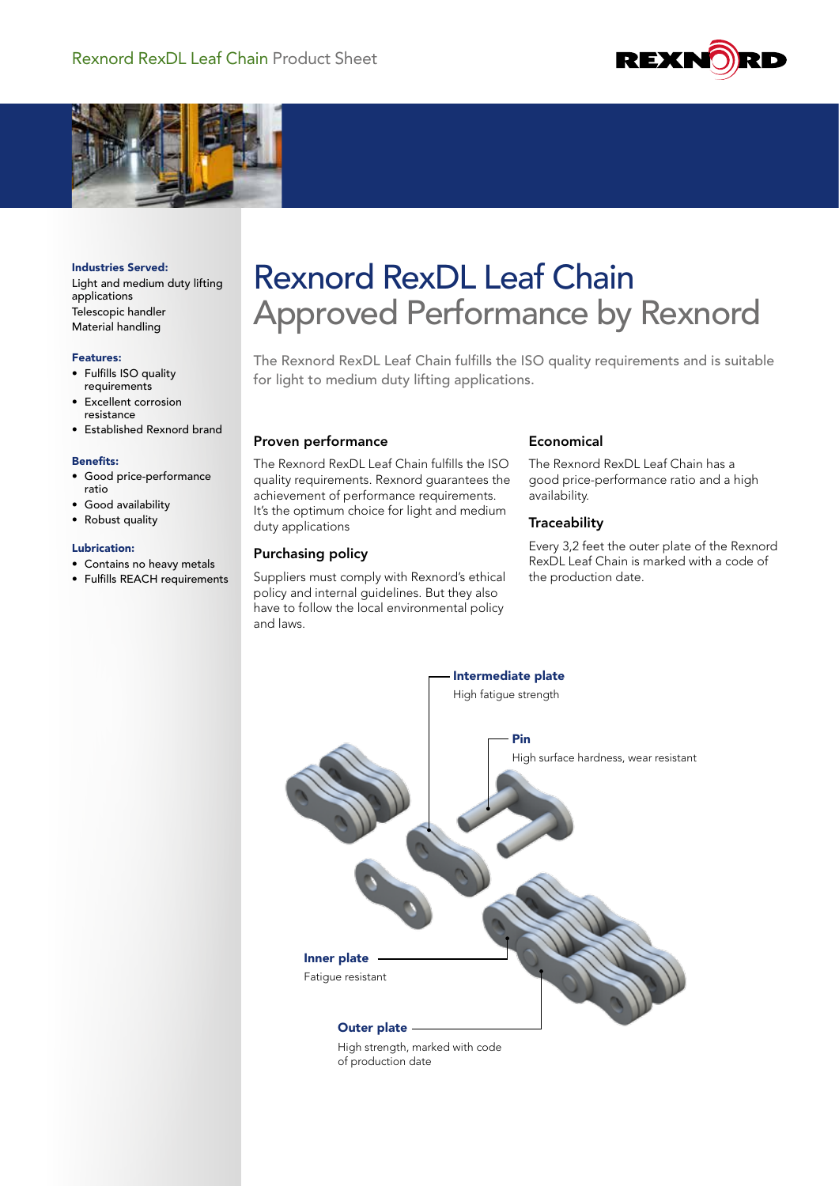# Rexnord RexDL Leaf Chain
## Approved Performance by Rexnord

The Rexnord RexDL Leaf Chain fulfills the ISO quality requirements and is suitable for light to medium duty lifting applications.

**Industries Served:**

Light and medium duty lifting applications
Telescopic handler
Material handling

**Features:**

- Fulfills ISO quality requirements
- Excellent corrosion resistance
- Established Rexnord brand

**Benefits:**

- Good price-performance ratio
- Good availability
- Robust quality

**Lubrication:**

- Contains no heavy metals
- Fulfills REACH requirements

### Proven performance

The Rexnord RexDL Leaf Chain fulfills the ISO quality requirements. Rexnord guarantees the achievement of performance requirements. It's the optimum choice for light and medium duty applications

### Purchasing policy

Suppliers must comply with Rexnord's ethical policy and internal guidelines. But they also have to follow the local environmental policy and laws.

### Economical

The Rexnord RexDL Leaf Chain has a good price-performance ratio and a high availability.

### Traceability

Every 3,2 feet the outer plate of the Rexnord RexDL Leaf Chain is marked with a code of the production date.

**Intermediate plate**
High fatigue strength

**Pin**
High surface hardness, wear resistant

**Inner plate**
Fatigue resistant

**Outer plate**
High strength, marked with code of production date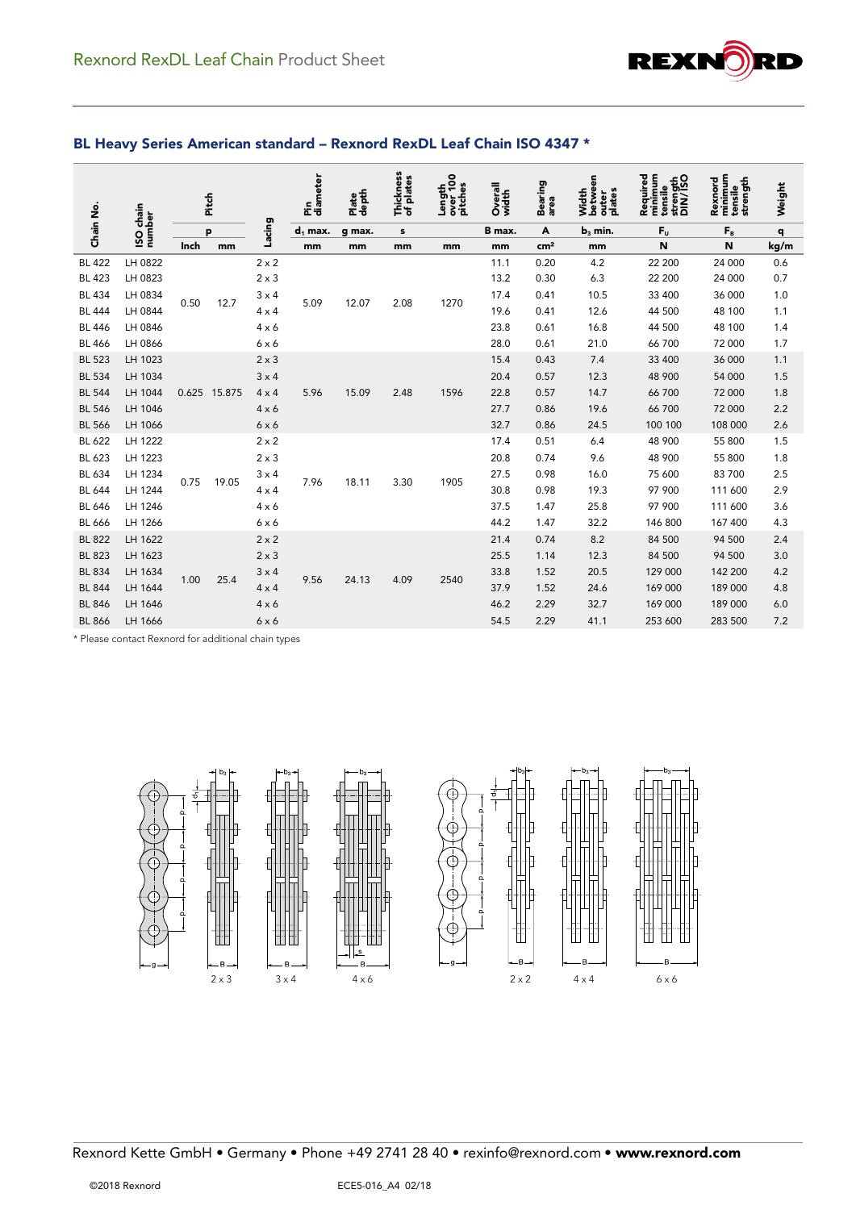## BL Heavy Series American standard – Rexnord RexDL Leaf Chain ISO 4347 *

| Chain No. | ISO chain number | Pitch | | Lacing | Pin diameter | Plate depth | Thickness of plates | Length over 100 pitches | Overall width | Bearing area | Width between outer plates | Required minimum tensile strength DIN/ISO | Rexnord minimum tensile strength | Weight |
|---|---|---|---|---|---|---|---|---|---|---|---|---|---|---|
| | | p | | | $d_1$ max. | g max. | s | | B max. | A | $b_3$ min. | $F_U$ | $F_B$ | q |
| | | Inch | mm | | mm | mm | mm | mm | mm | cm² | mm | N | N | kg/m |
| BL 422 | LH 0822 | 0.50 | 12.7 | 2 x 2 | 5.09 | 12.07 | 2.08 | 1270 | 11.1 | 0.20 | 4.2 | 22 200 | 24 000 | 0.6 |
| BL 423 | LH 0823 | | | 2 x 3 | | | | | 13.2 | 0.30 | 6.3 | 22 200 | 24 000 | 0.7 |
| BL 434 | LH 0834 | | | 3 x 4 | | | | | 17.4 | 0.41 | 10.5 | 33 400 | 36 000 | 1.0 |
| BL 444 | LH 0844 | | | 4 x 4 | | | | | 19.6 | 0.41 | 12.6 | 44 500 | 48 100 | 1.1 |
| BL 446 | LH 0846 | | | 4 x 6 | | | | | 23.8 | 0.61 | 16.8 | 44 500 | 48 100 | 1.4 |
| BL 466 | LH 0866 | | | 6 x 6 | | | | | 28.0 | 0.61 | 21.0 | 66 700 | 72 000 | 1.7 |
| BL 523 | LH 1023 | 0.625 | 15.875 | 2 x 3 | 5.96 | 15.09 | 2.48 | 1596 | 15.4 | 0.43 | 7.4 | 33 400 | 36 000 | 1.1 |
| BL 534 | LH 1034 | | | 3 x 4 | | | | | 20.4 | 0.57 | 12.3 | 48 900 | 54 000 | 1.5 |
| BL 544 | LH 1044 | | | 4 x 4 | | | | | 22.8 | 0.57 | 14.7 | 66 700 | 72 000 | 1.8 |
| BL 546 | LH 1046 | | | 4 x 6 | | | | | 27.7 | 0.86 | 19.6 | 66 700 | 72 000 | 2.2 |
| BL 566 | LH 1066 | | | 6 x 6 | | | | | 32.7 | 0.86 | 24.5 | 100 100 | 108 000 | 2.6 |
| BL 622 | LH 1222 | 0.75 | 19.05 | 2 x 2 | 7.96 | 18.11 | 3.30 | 1905 | 17.4 | 0.51 | 6.4 | 48 900 | 55 800 | 1.5 |
| BL 623 | LH 1223 | | | 2 x 3 | | | | | 20.8 | 0.74 | 9.6 | 48 900 | 55 800 | 1.8 |
| BL 634 | LH 1234 | | | 3 x 4 | | | | | 27.5 | 0.98 | 16.0 | 75 600 | 83 700 | 2.5 |
| BL 644 | LH 1244 | | | 4 x 4 | | | | | 30.8 | 0.98 | 19.3 | 97 900 | 111 600 | 2.9 |
| BL 646 | LH 1246 | | | 4 x 6 | | | | | 37.5 | 1.47 | 25.8 | 97 900 | 111 600 | 3.6 |
| BL 666 | LH 1266 | | | 6 x 6 | | | | | 44.2 | 1.47 | 32.2 | 146 800 | 167 400 | 4.3 |
| BL 822 | LH 1622 | 1.00 | 25.4 | 2 x 2 | 9.56 | 24.13 | 4.09 | 2540 | 21.4 | 0.74 | 8.2 | 84 500 | 94 500 | 2.4 |
| BL 823 | LH 1623 | | | 2 x 3 | | | | | 25.5 | 1.14 | 12.3 | 84 500 | 94 500 | 3.0 |
| BL 834 | LH 1634 | | | 3 x 4 | | | | | 33.8 | 1.52 | 20.5 | 129 000 | 142 200 | 4.2 |
| BL 844 | LH 1644 | | | 4 x 4 | | | | | 37.9 | 1.52 | 24.6 | 169 000 | 189 000 | 4.8 |
| BL 846 | LH 1646 | | | 4 x 6 | | | | | 46.2 | 2.29 | 32.7 | 169 000 | 189 000 | 6.0 |
| BL 866 | LH 1666 | | | 6 x 6 | | | | | 54.5 | 2.29 | 41.1 | 253 600 | 283 500 | 7.2 |

* Please contact Rexnord for additional chain types

2 x 3   3 x 4   4 x 6   2 x 2   4 x 4   6 x 6

Rexnord Kette GmbH • Germany • Phone +49 2741 28 40 • rexinfo@rexnord.com • **www.rexnord.com**

©2018 Rexnord   ECE5-016_A4 02/18